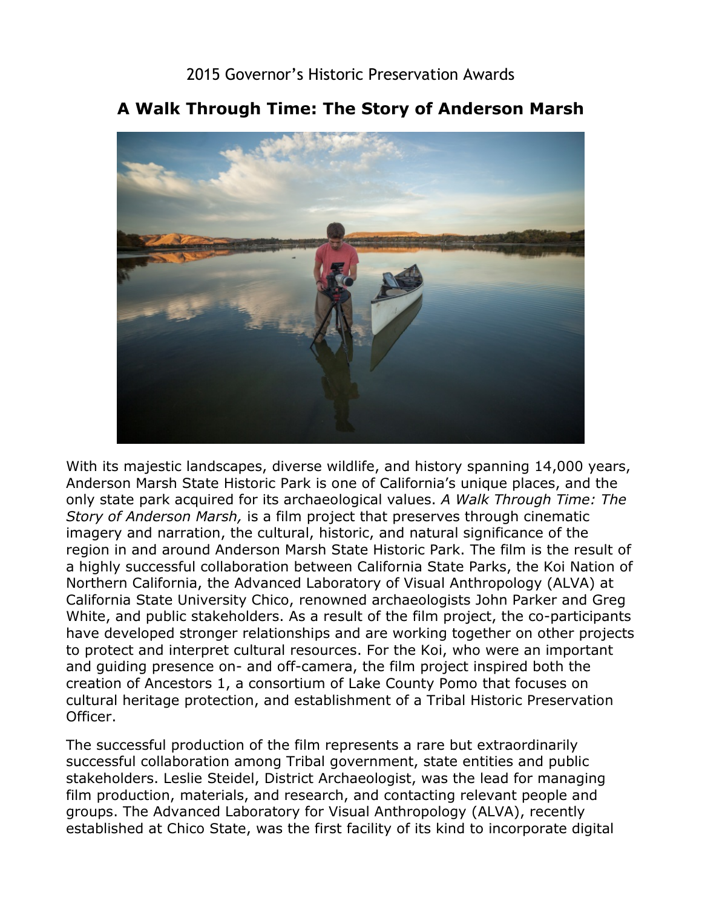2015 Governor's Historic Preservation Awards

# A Walk Through Time: The Story of Anderson Marsh

With its majestic landscapes, diverse wildlife, and history spanning 14,000 years, Anderson Marsh State Historic Park is one of California's unique places, and the only state park acquired for its archaeological values. *A Walk Through Time: The Story of Anderson Marsh,* is a film project that preserves through cinematic imagery and narration, the cultural, historic, and natural significance of the region in and around Anderson Marsh State Historic Park. The film is the result of a highly successful collaboration between California State Parks, the Koi Nation of Northern California, the Advanced Laboratory of Visual Anthropology (ALVA) at California State University Chico, renowned archaeologists John Parker and Greg White, and public stakeholders. As a result of the film project, the co-participants have developed stronger relationships and are working together on other projects to protect and interpret cultural resources. For the Koi, who were an important and guiding presence on- and off-camera, the film project inspired both the creation of Ancestors 1, a consortium of Lake County Pomo that focuses on cultural heritage protection, and establishment of a Tribal Historic Preservation Officer.

The successful production of the film represents a rare but extraordinarily successful collaboration among Tribal government, state entities and public stakeholders. Leslie Steidel, District Archaeologist, was the lead for managing film production, materials, and research, and contacting relevant people and groups. The Advanced Laboratory for Visual Anthropology (ALVA), recently established at Chico State, was the first facility of its kind to incorporate digital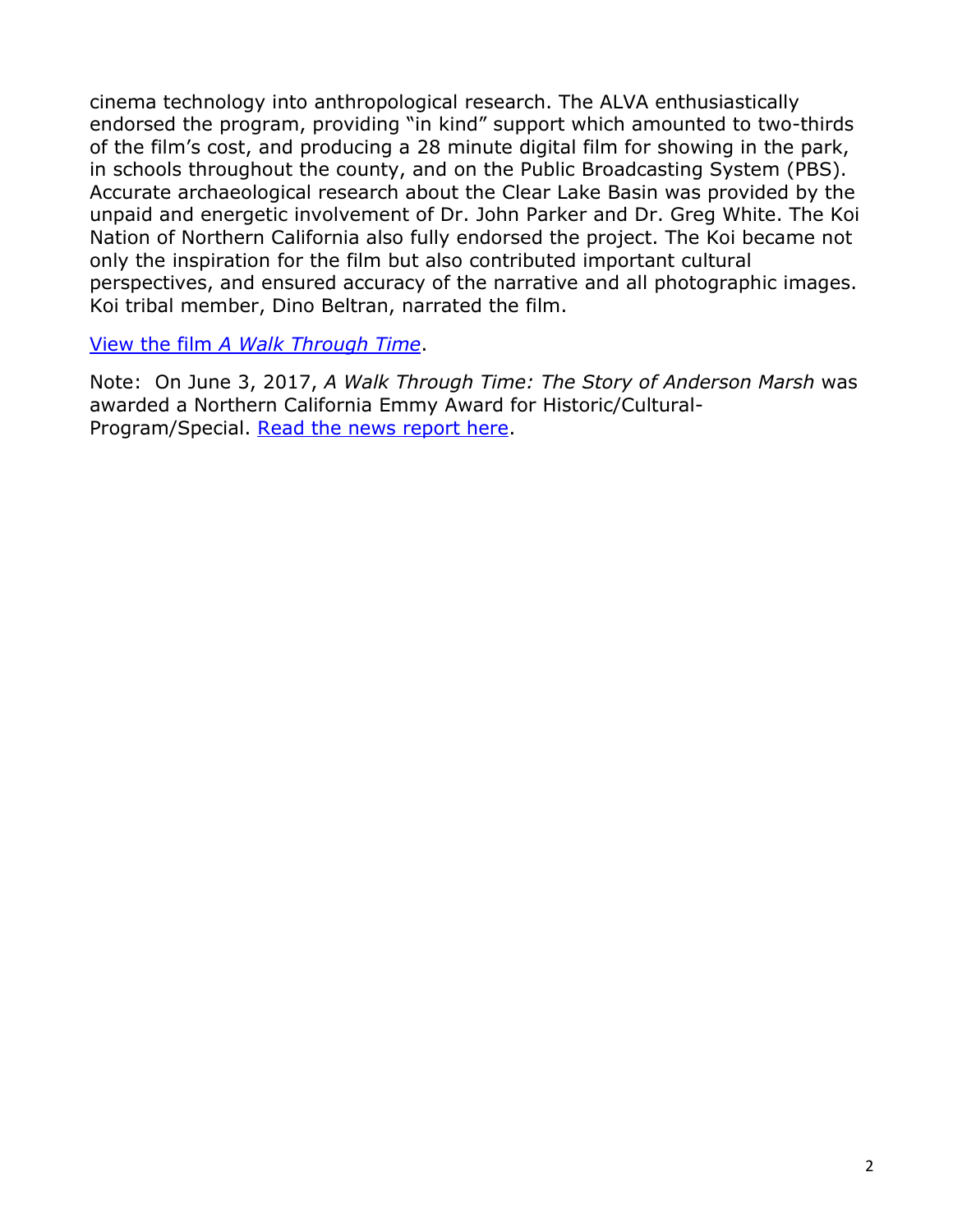cinema technology into anthropological research. The ALVA enthusiastically endorsed the program, providing "in kind" support which amounted to two-thirds of the film's cost, and producing a 28 minute digital film for showing in the park, in schools throughout the county, and on the Public Broadcasting System (PBS). Accurate archaeological research about the Clear Lake Basin was provided by the unpaid and energetic involvement of Dr. John Parker and Dr. Greg White. The Koi Nation of Northern California also fully endorsed the project. The Koi became not only the inspiration for the film but also contributed important cultural perspectives, and ensured accuracy of the narrative and all photographic images. Koi tribal member, Dino Beltran, narrated the film.

View the film *A Walk Through Time*.

Note: On June 3, 2017, *A Walk Through Time: The Story of Anderson Marsh* was awarded a Northern California Emmy Award for Historic/Cultural-Program/Special. Read the news report here.